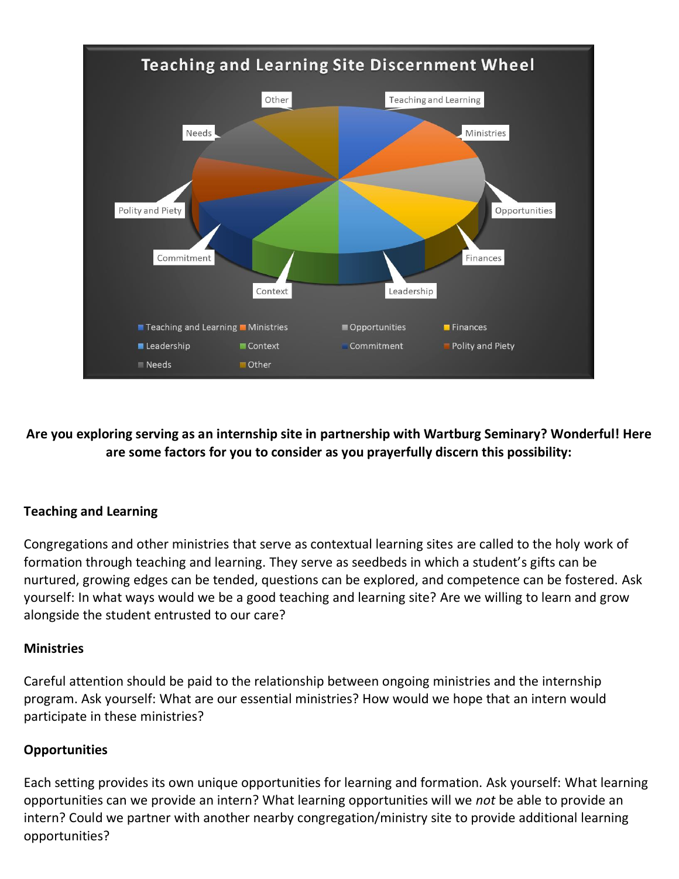## Teaching and Learning Site Discernment Wheel

**Are you exploring serving as an internship site in partnership with Wartburg Seminary? Wonderful! Here are some factors for you to consider as you prayerfully discern this possibility:**

### Teaching and Learning

Congregations and other ministries that serve as contextual learning sites are called to the holy work of formation through teaching and learning. They serve as seedbeds in which a student's gifts can be nurtured, growing edges can be tended, questions can be explored, and competence can be fostered. Ask yourself: In what ways would we be a good teaching and learning site? Are we willing to learn and grow alongside the student entrusted to our care?

### Ministries

Careful attention should be paid to the relationship between ongoing ministries and the internship program. Ask yourself: What are our essential ministries? How would we hope that an intern would participate in these ministries?

### Opportunities

Each setting provides its own unique opportunities for learning and formation. Ask yourself: What learning opportunities can we provide an intern? What learning opportunities will we *not* be able to provide an intern? Could we partner with another nearby congregation/ministry site to provide additional learning opportunities?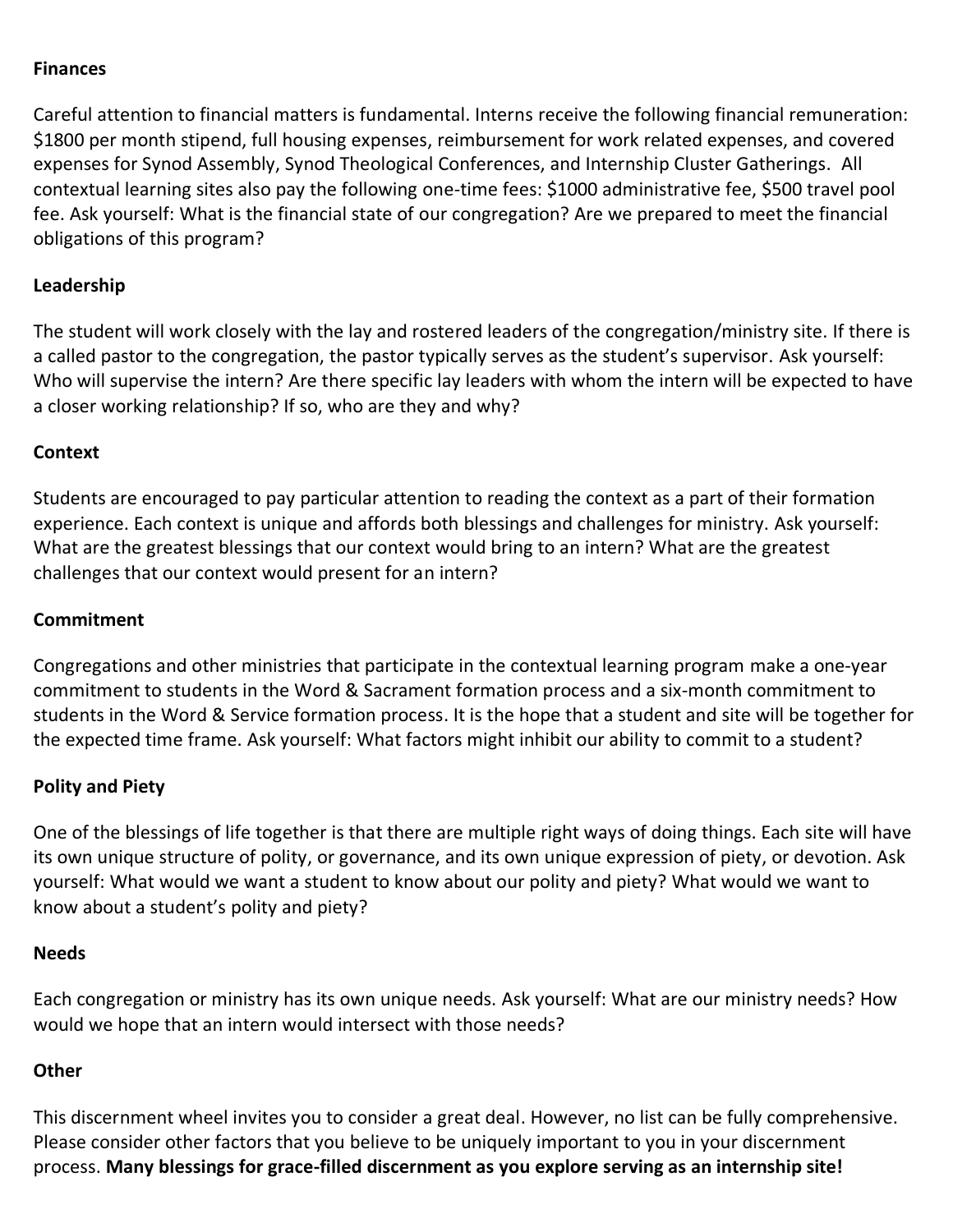**Finances**

Careful attention to financial matters is fundamental. Interns receive the following financial remuneration: $1800 per month stipend, full housing expenses, reimbursement for work related expenses, and covered expenses for Synod Assembly, Synod Theological Conferences, and Internship Cluster Gatherings. All contextual learning sites also pay the following one-time fees: $1000 administrative fee, $500 travel pool fee. Ask yourself: What is the financial state of our congregation? Are we prepared to meet the financial obligations of this program?

**Leadership**

The student will work closely with the lay and rostered leaders of the congregation/ministry site. If there is a called pastor to the congregation, the pastor typically serves as the student's supervisor. Ask yourself: Who will supervise the intern? Are there specific lay leaders with whom the intern will be expected to have a closer working relationship? If so, who are they and why?

**Context**

Students are encouraged to pay particular attention to reading the context as a part of their formation experience. Each context is unique and affords both blessings and challenges for ministry. Ask yourself: What are the greatest blessings that our context would bring to an intern? What are the greatest challenges that our context would present for an intern?

**Commitment**

Congregations and other ministries that participate in the contextual learning program make a one-year commitment to students in the Word & Sacrament formation process and a six-month commitment to students in the Word & Service formation process. It is the hope that a student and site will be together for the expected time frame. Ask yourself: What factors might inhibit our ability to commit to a student?

**Polity and Piety**

One of the blessings of life together is that there are multiple right ways of doing things. Each site will have its own unique structure of polity, or governance, and its own unique expression of piety, or devotion. Ask yourself: What would we want a student to know about our polity and piety? What would we want to know about a student's polity and piety?

**Needs**

Each congregation or ministry has its own unique needs. Ask yourself: What are our ministry needs? How would we hope that an intern would intersect with those needs?

**Other**

This discernment wheel invites you to consider a great deal. However, no list can be fully comprehensive. Please consider other factors that you believe to be uniquely important to you in your discernment process. **Many blessings for grace-filled discernment as you explore serving as an internship site!**